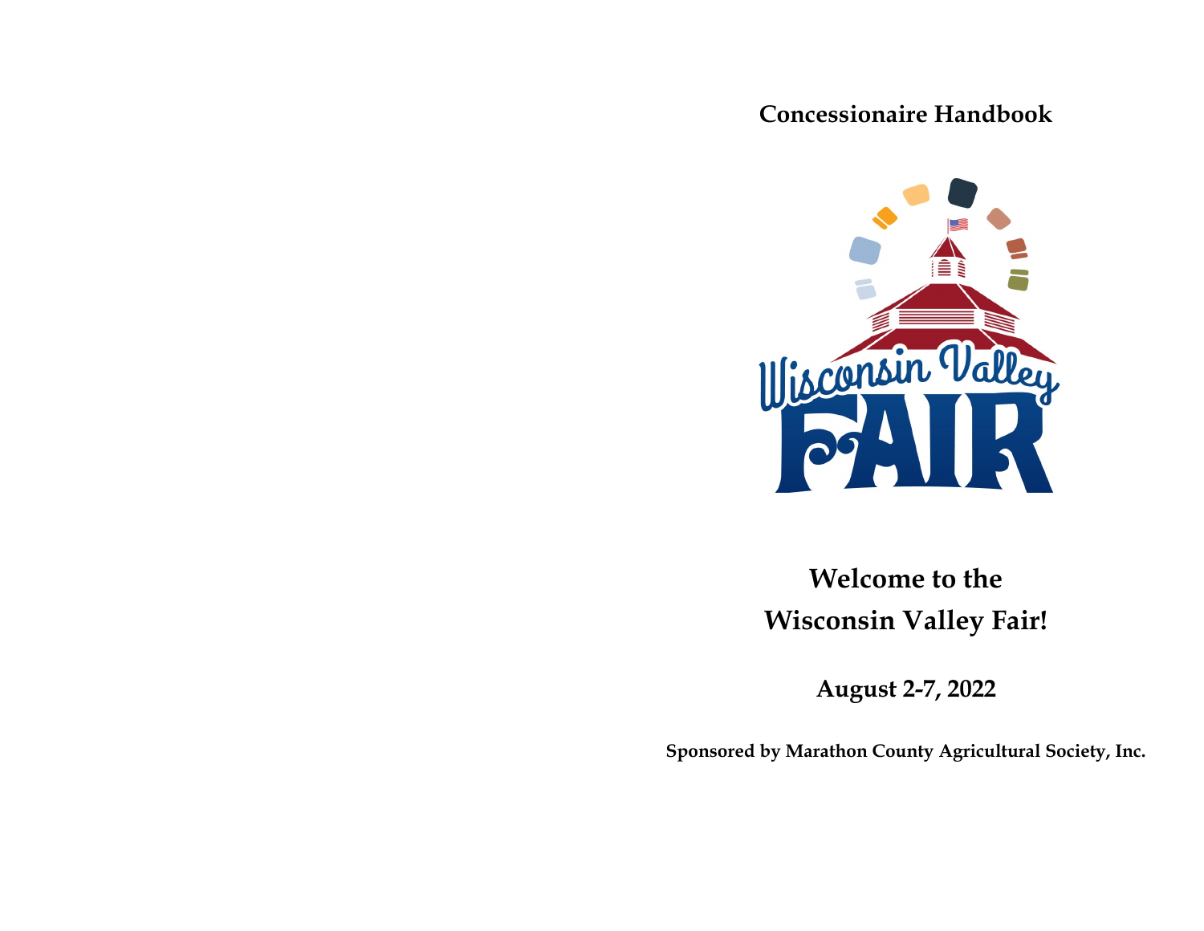# Concessionaire Handbook

Wisconsin Valley FAIR

## Welcome to the Wisconsin Valley Fair!

### August 2-7, 2022

**Sponsored by Marathon County Agricultural Society, Inc.**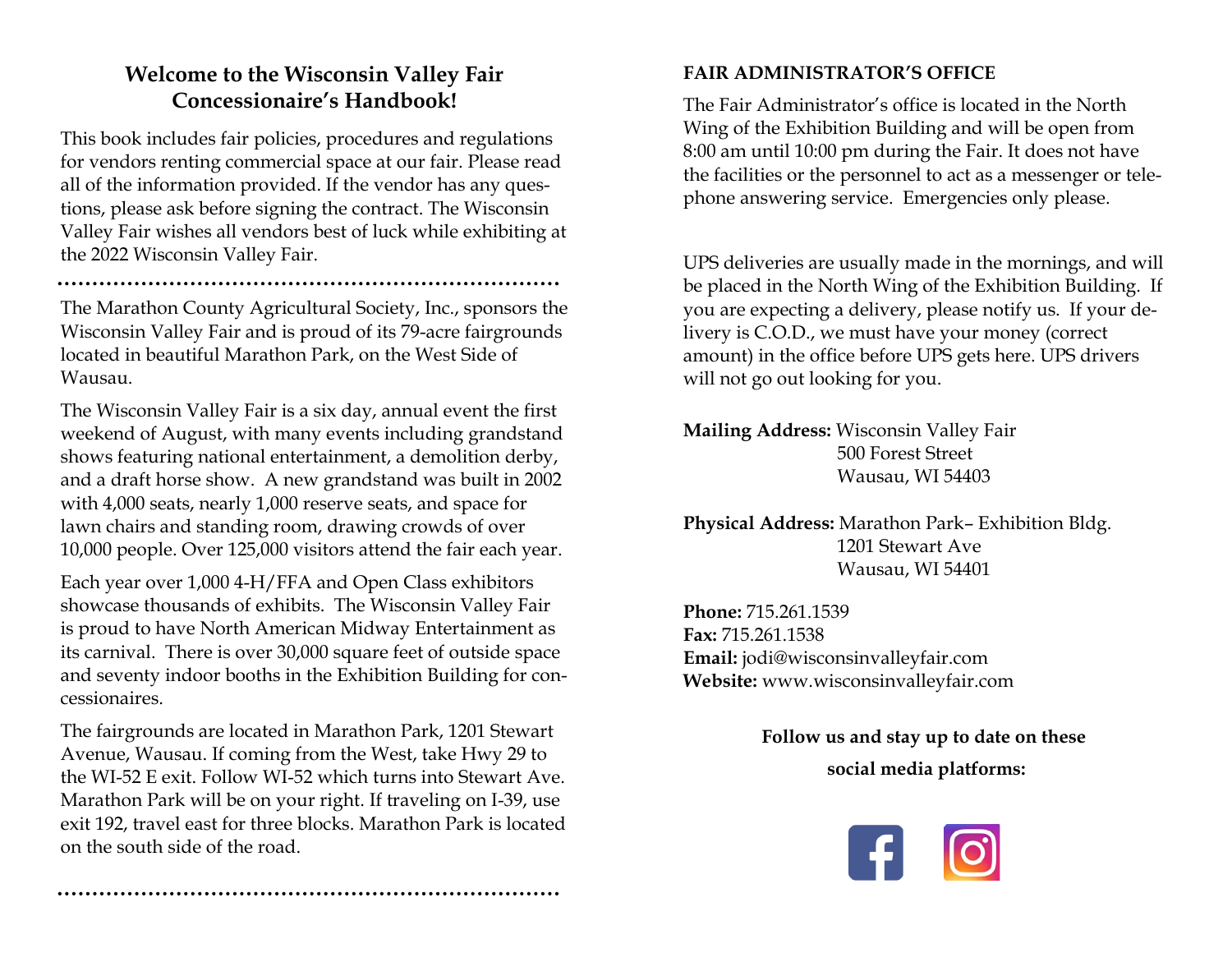## Welcome to the Wisconsin Valley Fair Concessionaire's Handbook!

This book includes fair policies, procedures and regulations for vendors renting commercial space at our fair. Please read all of the information provided. If the vendor has any questions, please ask before signing the contract. The Wisconsin Valley Fair wishes all vendors best of luck while exhibiting at the 2022 Wisconsin Valley Fair.

---

The Marathon County Agricultural Society, Inc., sponsors the Wisconsin Valley Fair and is proud of its 79-acre fairgrounds located in beautiful Marathon Park, on the West Side of Wausau.

The Wisconsin Valley Fair is a six day, annual event the first weekend of August, with many events including grandstand shows featuring national entertainment, a demolition derby, and a draft horse show. A new grandstand was built in 2002 with 4,000 seats, nearly 1,000 reserve seats, and space for lawn chairs and standing room, drawing crowds of over 10,000 people. Over 125,000 visitors attend the fair each year.

Each year over 1,000 4-H/FFA and Open Class exhibitors showcase thousands of exhibits. The Wisconsin Valley Fair is proud to have North American Midway Entertainment as its carnival. There is over 30,000 square feet of outside space and seventy indoor booths in the Exhibition Building for concessionaires.

The fairgrounds are located in Marathon Park, 1201 Stewart Avenue, Wausau. If coming from the West, take Hwy 29 to the WI-52 E exit. Follow WI-52 which turns into Stewart Ave. Marathon Park will be on your right. If traveling on I-39, use exit 192, travel east for three blocks. Marathon Park is located on the south side of the road.

---

### FAIR ADMINISTRATOR'S OFFICE

The Fair Administrator's office is located in the North Wing of the Exhibition Building and will be open from 8:00 am until 10:00 pm during the Fair. It does not have the facilities or the personnel to act as a messenger or telephone answering service. Emergencies only please.

UPS deliveries are usually made in the mornings, and will be placed in the North Wing of the Exhibition Building. If you are expecting a delivery, please notify us. If your delivery is C.O.D., we must have your money (correct amount) in the office before UPS gets here. UPS drivers will not go out looking for you.

**Mailing Address:** Wisconsin Valley Fair
500 Forest Street
Wausau, WI 54403

**Physical Address:** Marathon Park– Exhibition Bldg.
1201 Stewart Ave
Wausau, WI 54401

**Phone:** 715.261.1539
**Fax:** 715.261.1538
**Email:** jodi@wisconsinvalleyfair.com
**Website:** www.wisconsinvalleyfair.com

**Follow us and stay up to date on these social media platforms:**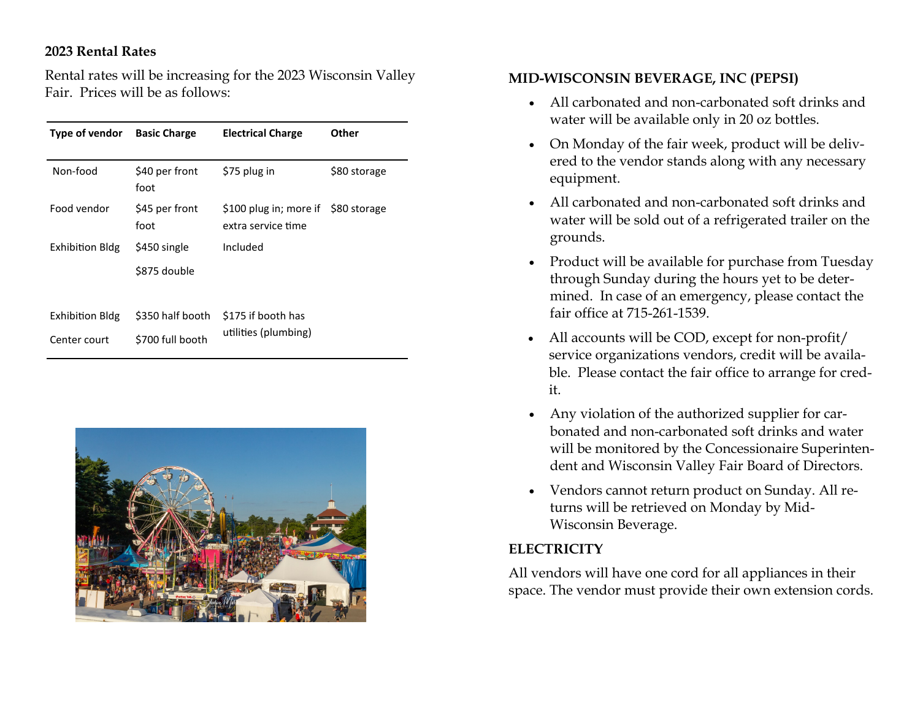### 2023 Rental Rates

Rental rates will be increasing for the 2023 Wisconsin Valley Fair. Prices will be as follows:

| Type of vendor | Basic Charge | Electrical Charge | Other |
|---|---|---|---|
| Non-food | $40 per front foot | $75 plug in | $80 storage |
| Food vendor | $45 per front foot | $100 plug in; more if extra service time | $80 storage |
| Exhibition Bldg | $450 single<br>$875 double | Included | |
| Exhibition Bldg Center court | $350 half booth<br>$700 full booth | $175 if booth has utilities (plumbing) | |

### MID-WISCONSIN BEVERAGE, INC (PEPSI)

- All carbonated and non-carbonated soft drinks and water will be available only in 20 oz bottles.
- On Monday of the fair week, product will be delivered to the vendor stands along with any necessary equipment.
- All carbonated and non-carbonated soft drinks and water will be sold out of a refrigerated trailer on the grounds.
- Product will be available for purchase from Tuesday through Sunday during the hours yet to be determined. In case of an emergency, please contact the fair office at 715-261-1539.
- All accounts will be COD, except for non-profit/ service organizations vendors, credit will be available. Please contact the fair office to arrange for credit.
- Any violation of the authorized supplier for carbonated and non-carbonated soft drinks and water will be monitored by the Concessionaire Superintendent and Wisconsin Valley Fair Board of Directors.
- Vendors cannot return product on Sunday. All returns will be retrieved on Monday by Mid-Wisconsin Beverage.

### ELECTRICITY

All vendors will have one cord for all appliances in their space. The vendor must provide their own extension cords.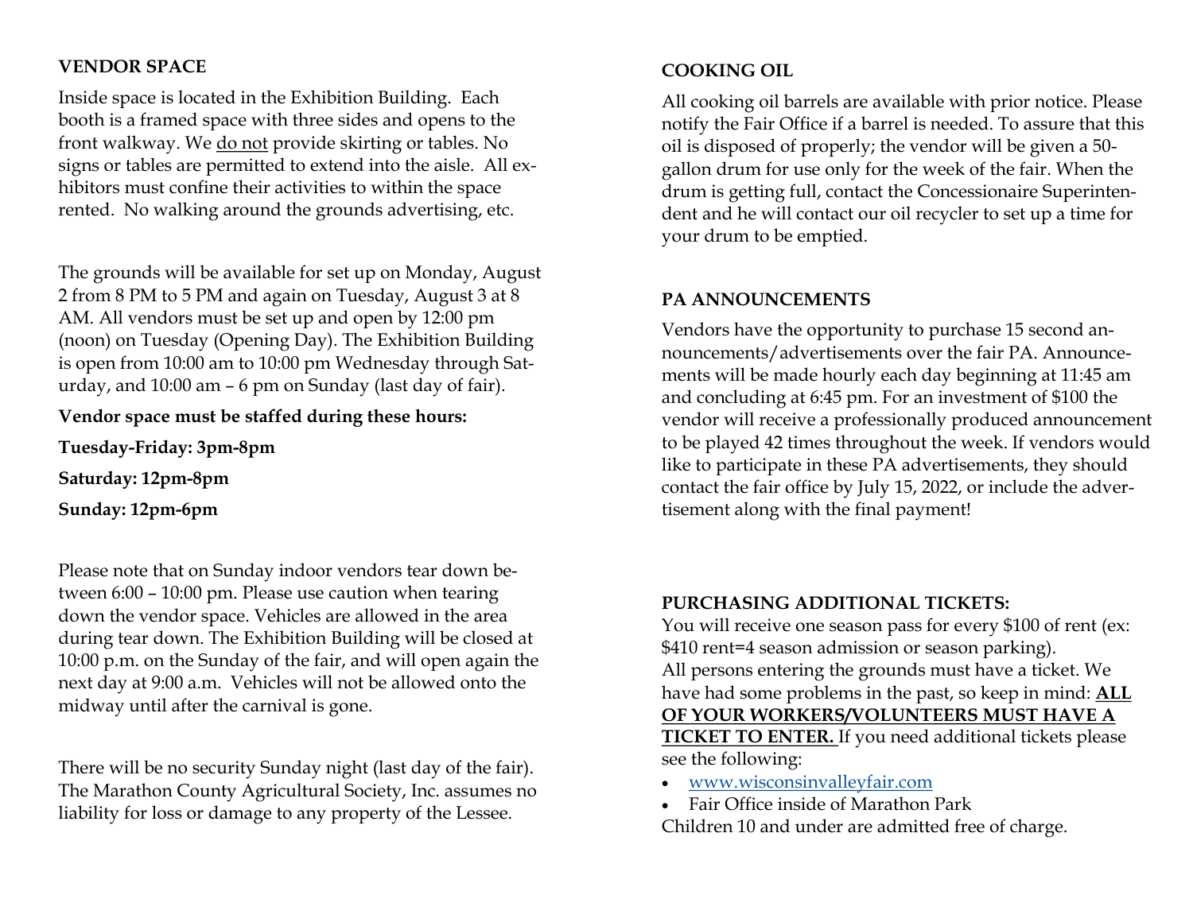## VENDOR SPACE

Inside space is located in the Exhibition Building. Each booth is a framed space with three sides and opens to the front walkway. We do not provide skirting or tables. No signs or tables are permitted to extend into the aisle. All exhibitors must confine their activities to within the space rented. No walking around the grounds advertising, etc.

The grounds will be available for set up on Monday, August 2 from 8 PM to 5 PM and again on Tuesday, August 3 at 8 AM. All vendors must be set up and open by 12:00 pm (noon) on Tuesday (Opening Day). The Exhibition Building is open from 10:00 am to 10:00 pm Wednesday through Saturday, and 10:00 am – 6 pm on Sunday (last day of fair).

**Vendor space must be staffed during these hours:**

**Tuesday-Friday: 3pm-8pm**

**Saturday: 12pm-8pm**

**Sunday: 12pm-6pm**

Please note that on Sunday indoor vendors tear down between 6:00 – 10:00 pm. Please use caution when tearing down the vendor space. Vehicles are allowed in the area during tear down. The Exhibition Building will be closed at 10:00 p.m. on the Sunday of the fair, and will open again the next day at 9:00 a.m. Vehicles will not be allowed onto the midway until after the carnival is gone.

There will be no security Sunday night (last day of the fair). The Marathon County Agricultural Society, Inc. assumes no liability for loss or damage to any property of the Lessee.

## COOKING OIL

All cooking oil barrels are available with prior notice. Please notify the Fair Office if a barrel is needed. To assure that this oil is disposed of properly; the vendor will be given a 50-gallon drum for use only for the week of the fair. When the drum is getting full, contact the Concessionaire Superintendent and he will contact our oil recycler to set up a time for your drum to be emptied.

## PA ANNOUNCEMENTS

Vendors have the opportunity to purchase 15 second announcements/advertisements over the fair PA. Announcements will be made hourly each day beginning at 11:45 am and concluding at 6:45 pm. For an investment of $100 the vendor will receive a professionally produced announcement to be played 42 times throughout the week. If vendors would like to participate in these PA advertisements, they should contact the fair office by July 15, 2022, or include the advertisement along with the final payment!

## PURCHASING ADDITIONAL TICKETS:

You will receive one season pass for every $100 of rent (ex: $410 rent=4 season admission or season parking).
All persons entering the grounds must have a ticket. We have had some problems in the past, so keep in mind: **ALL OF YOUR WORKERS/VOLUNTEERS MUST HAVE A TICKET TO ENTER.** If you need additional tickets please see the following:

- www.wisconsinvalleyfair.com
- Fair Office inside of Marathon Park

Children 10 and under are admitted free of charge.